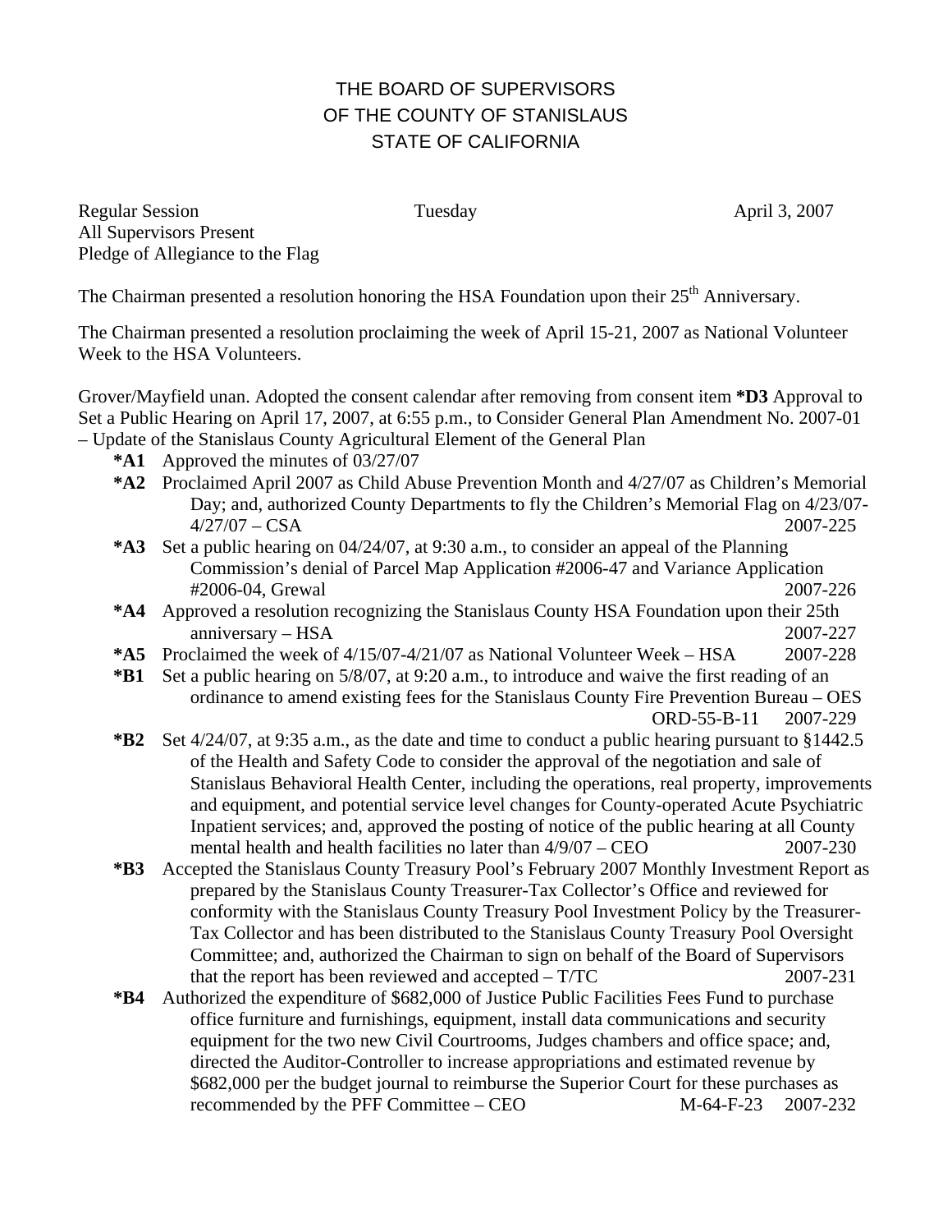# THE BOARD OF SUPERVISORS
# OF THE COUNTY OF STANISLAUS
# STATE OF CALIFORNIA

Regular Session Tuesday April 3, 2007
All Supervisors Present
Pledge of Allegiance to the Flag

The Chairman presented a resolution honoring the HSA Foundation upon their 25th Anniversary.

The Chairman presented a resolution proclaiming the week of April 15-21, 2007 as National Volunteer Week to the HSA Volunteers.

Grover/Mayfield unan. Adopted the consent calendar after removing from consent item **\*D3** Approval to Set a Public Hearing on April 17, 2007, at 6:55 p.m., to Consider General Plan Amendment No. 2007-01 – Update of the Stanislaus County Agricultural Element of the General Plan

- **\*A1** Approved the minutes of 03/27/07
- **\*A2** Proclaimed April 2007 as Child Abuse Prevention Month and 4/27/07 as Children's Memorial Day; and, authorized County Departments to fly the Children's Memorial Flag on 4/23/07-4/27/07 – CSA 2007-225
- **\*A3** Set a public hearing on 04/24/07, at 9:30 a.m., to consider an appeal of the Planning Commission's denial of Parcel Map Application #2006-47 and Variance Application #2006-04, Grewal 2007-226
- **\*A4** Approved a resolution recognizing the Stanislaus County HSA Foundation upon their 25th anniversary – HSA 2007-227
- **\*A5** Proclaimed the week of 4/15/07-4/21/07 as National Volunteer Week – HSA 2007-228
- **\*B1** Set a public hearing on 5/8/07, at 9:20 a.m., to introduce and waive the first reading of an ordinance to amend existing fees for the Stanislaus County Fire Prevention Bureau – OES ORD-55-B-11 2007-229
- **\*B2** Set 4/24/07, at 9:35 a.m., as the date and time to conduct a public hearing pursuant to §1442.5 of the Health and Safety Code to consider the approval of the negotiation and sale of Stanislaus Behavioral Health Center, including the operations, real property, improvements and equipment, and potential service level changes for County-operated Acute Psychiatric Inpatient services; and, approved the posting of notice of the public hearing at all County mental health and health facilities no later than 4/9/07 – CEO 2007-230
- **\*B3** Accepted the Stanislaus County Treasury Pool's February 2007 Monthly Investment Report as prepared by the Stanislaus County Treasurer-Tax Collector's Office and reviewed for conformity with the Stanislaus County Treasury Pool Investment Policy by the Treasurer-Tax Collector and has been distributed to the Stanislaus County Treasury Pool Oversight Committee; and, authorized the Chairman to sign on behalf of the Board of Supervisors that the report has been reviewed and accepted – T/TC 2007-231
- **\*B4** Authorized the expenditure of $682,000 of Justice Public Facilities Fees Fund to purchase office furniture and furnishings, equipment, install data communications and security equipment for the two new Civil Courtrooms, Judges chambers and office space; and, directed the Auditor-Controller to increase appropriations and estimated revenue by $682,000 per the budget journal to reimburse the Superior Court for these purchases as recommended by the PFF Committee – CEO M-64-F-23 2007-232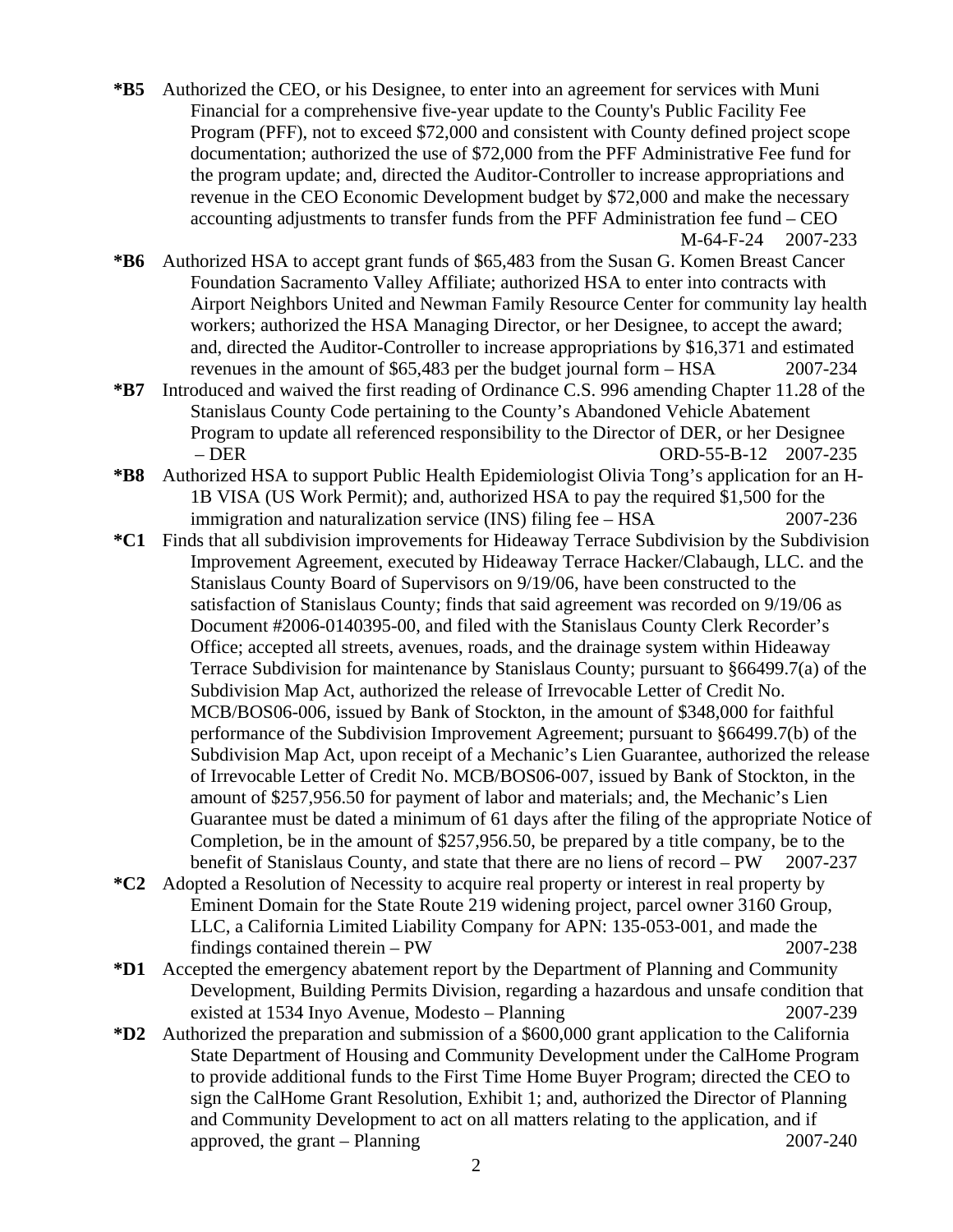**\*B5** Authorized the CEO, or his Designee, to enter into an agreement for services with Muni Financial for a comprehensive five-year update to the County's Public Facility Fee Program (PFF), not to exceed $72,000 and consistent with County defined project scope documentation; authorized the use of $72,000 from the PFF Administrative Fee fund for the program update; and, directed the Auditor-Controller to increase appropriations and revenue in the CEO Economic Development budget by $72,000 and make the necessary accounting adjustments to transfer funds from the PFF Administration fee fund – CEO M-64-F-24 2007-233

**\*B6** Authorized HSA to accept grant funds of $65,483 from the Susan G. Komen Breast Cancer Foundation Sacramento Valley Affiliate; authorized HSA to enter into contracts with Airport Neighbors United and Newman Family Resource Center for community lay health workers; authorized the HSA Managing Director, or her Designee, to accept the award; and, directed the Auditor-Controller to increase appropriations by $16,371 and estimated revenues in the amount of $65,483 per the budget journal form – HSA 2007-234

**\*B7** Introduced and waived the first reading of Ordinance C.S. 996 amending Chapter 11.28 of the Stanislaus County Code pertaining to the County's Abandoned Vehicle Abatement Program to update all referenced responsibility to the Director of DER, or her Designee – DER ORD-55-B-12 2007-235

**\*B8** Authorized HSA to support Public Health Epidemiologist Olivia Tong's application for an H-1B VISA (US Work Permit); and, authorized HSA to pay the required $1,500 for the immigration and naturalization service (INS) filing fee – HSA 2007-236

**\*C1** Finds that all subdivision improvements for Hideaway Terrace Subdivision by the Subdivision Improvement Agreement, executed by Hideaway Terrace Hacker/Clabaugh, LLC. and the Stanislaus County Board of Supervisors on 9/19/06, have been constructed to the satisfaction of Stanislaus County; finds that said agreement was recorded on 9/19/06 as Document #2006-0140395-00, and filed with the Stanislaus County Clerk Recorder's Office; accepted all streets, avenues, roads, and the drainage system within Hideaway Terrace Subdivision for maintenance by Stanislaus County; pursuant to §66499.7(a) of the Subdivision Map Act, authorized the release of Irrevocable Letter of Credit No. MCB/BOS06-006, issued by Bank of Stockton, in the amount of $348,000 for faithful performance of the Subdivision Improvement Agreement; pursuant to §66499.7(b) of the Subdivision Map Act, upon receipt of a Mechanic's Lien Guarantee, authorized the release of Irrevocable Letter of Credit No. MCB/BOS06-007, issued by Bank of Stockton, in the amount of $257,956.50 for payment of labor and materials; and, the Mechanic's Lien Guarantee must be dated a minimum of 61 days after the filing of the appropriate Notice of Completion, be in the amount of $257,956.50, be prepared by a title company, be to the benefit of Stanislaus County, and state that there are no liens of record – PW 2007-237

**\*C2** Adopted a Resolution of Necessity to acquire real property or interest in real property by Eminent Domain for the State Route 219 widening project, parcel owner 3160 Group, LLC, a California Limited Liability Company for APN: 135-053-001, and made the findings contained therein – PW 2007-238

**\*D1** Accepted the emergency abatement report by the Department of Planning and Community Development, Building Permits Division, regarding a hazardous and unsafe condition that existed at 1534 Inyo Avenue, Modesto – Planning 2007-239

**\*D2** Authorized the preparation and submission of a $600,000 grant application to the California State Department of Housing and Community Development under the CalHome Program to provide additional funds to the First Time Home Buyer Program; directed the CEO to sign the CalHome Grant Resolution, Exhibit 1; and, authorized the Director of Planning and Community Development to act on all matters relating to the application, and if approved, the grant – Planning 2007-240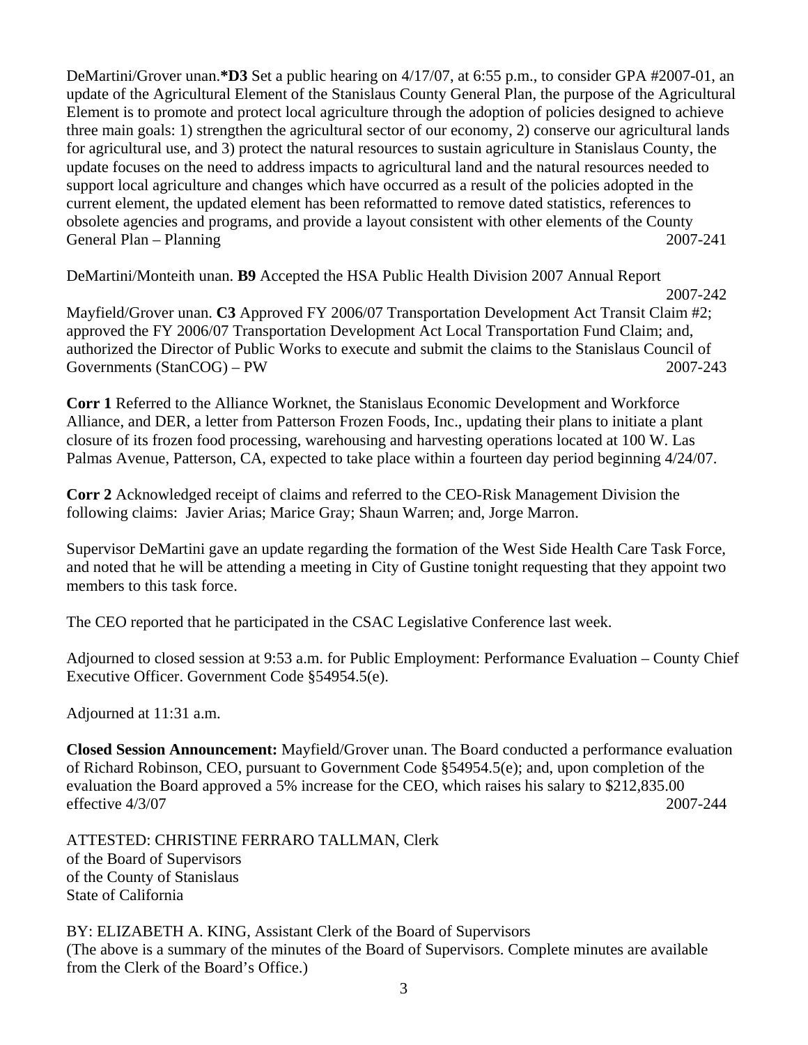DeMartini/Grover unan.***D3** Set a public hearing on 4/17/07, at 6:55 p.m., to consider GPA #2007-01, an update of the Agricultural Element of the Stanislaus County General Plan, the purpose of the Agricultural Element is to promote and protect local agriculture through the adoption of policies designed to achieve three main goals: 1) strengthen the agricultural sector of our economy, 2) conserve our agricultural lands for agricultural use, and 3) protect the natural resources to sustain agriculture in Stanislaus County, the update focuses on the need to address impacts to agricultural land and the natural resources needed to support local agriculture and changes which have occurred as a result of the policies adopted in the current element, the updated element has been reformatted to remove dated statistics, references to obsolete agencies and programs, and provide a layout consistent with other elements of the County General Plan – Planning 2007-241

DeMartini/Monteith unan. **B9** Accepted the HSA Public Health Division 2007 Annual Report 2007-242

Mayfield/Grover unan. **C3** Approved FY 2006/07 Transportation Development Act Transit Claim #2; approved the FY 2006/07 Transportation Development Act Local Transportation Fund Claim; and, authorized the Director of Public Works to execute and submit the claims to the Stanislaus Council of Governments (StanCOG) – PW 2007-243

**Corr 1** Referred to the Alliance Worknet, the Stanislaus Economic Development and Workforce Alliance, and DER, a letter from Patterson Frozen Foods, Inc., updating their plans to initiate a plant closure of its frozen food processing, warehousing and harvesting operations located at 100 W. Las Palmas Avenue, Patterson, CA, expected to take place within a fourteen day period beginning 4/24/07.

**Corr 2** Acknowledged receipt of claims and referred to the CEO-Risk Management Division the following claims: Javier Arias; Marice Gray; Shaun Warren; and, Jorge Marron.

Supervisor DeMartini gave an update regarding the formation of the West Side Health Care Task Force, and noted that he will be attending a meeting in City of Gustine tonight requesting that they appoint two members to this task force.

The CEO reported that he participated in the CSAC Legislative Conference last week.

Adjourned to closed session at 9:53 a.m. for Public Employment: Performance Evaluation – County Chief Executive Officer. Government Code §54954.5(e).

Adjourned at 11:31 a.m.

**Closed Session Announcement:** Mayfield/Grover unan. The Board conducted a performance evaluation of Richard Robinson, CEO, pursuant to Government Code §54954.5(e); and, upon completion of the evaluation the Board approved a 5% increase for the CEO, which raises his salary to $212,835.00 effective 4/3/07 2007-244

ATTESTED: CHRISTINE FERRARO TALLMAN, Clerk
of the Board of Supervisors
of the County of Stanislaus
State of California

BY: ELIZABETH A. KING, Assistant Clerk of the Board of Supervisors
(The above is a summary of the minutes of the Board of Supervisors. Complete minutes are available from the Clerk of the Board's Office.)